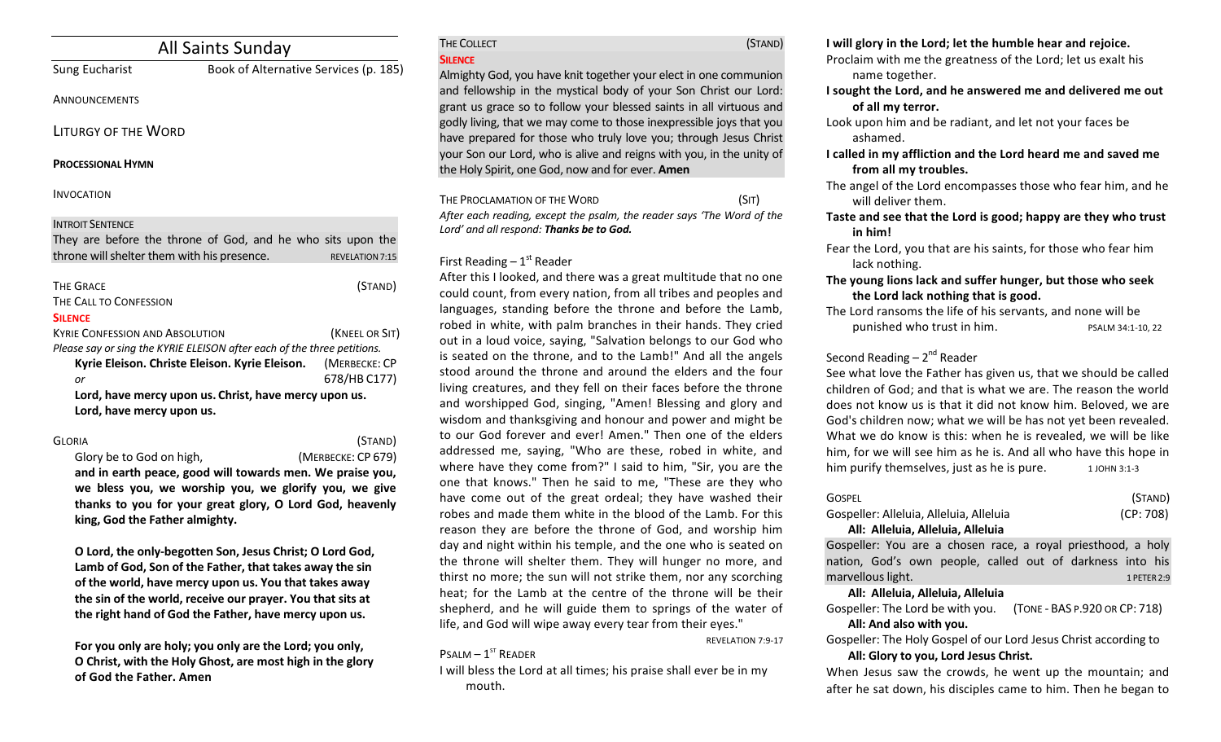# All Saints Sunday

Sung Eucharist — Book of Alternative Services (p. 185)

ANNOUNCEMENTS

## LITURGY OF THE WORD

**PROCESSIONAL HYMN**

INVOCATION

INTROIT SENTENCE

They are before the throne of God, and he who sits upon the throne will shelter them with his presence. REVELATION 7:15

THE GRACE (STAND)

THE CALL TO CONFESSION

**SILENCE**

KYRIE CONFESSION AND ABSOLUTION (KNEEL OR SIT)

*Please say or sing the KYRIE ELEISON after each of the three petitions.*

**Kyrie Eleison. Christe Eleison. Kyrie Eleison.** (MERBECKE: CP 678/HB C177)

*or*

**Lord, have mercy upon us. Christ, have mercy upon us. Lord, have mercy upon us.**

GLORIA (STAND)

Glory be to God on high, (MERBECKE: CP 679)

**and in earth peace, good will towards men. We praise you, we bless you, we worship you, we glorify you, we give thanks to you for your great glory, O Lord God, heavenly king, God the Father almighty.**

**O Lord, the only-begotten Son, Jesus Christ; O Lord God, Lamb of God, Son of the Father, that takes away the sin of the world, have mercy upon us. You that takes away the sin of the world, receive our prayer. You that sits at the right hand of God the Father, have mercy upon us.**

**For you only are holy; you only are the Lord; you only, O Christ, with the Holy Ghost, are most high in the glory of God the Father. Amen**

THE COLLECT (STAND)

**SILENCE**

Almighty God, you have knit together your elect in one communion and fellowship in the mystical body of your Son Christ our Lord: grant us grace so to follow your blessed saints in all virtuous and godly living, that we may come to those inexpressible joys that you have prepared for those who truly love you; through Jesus Christ your Son our Lord, who is alive and reigns with you, in the unity of the Holy Spirit, one God, now and for ever. **Amen**

THE PROCLAMATION OF THE WORD (SIT)

*After each reading, except the psalm, the reader says 'The Word of the Lord' and all respond: **Thanks be to God.***

First Reading – 1st Reader

After this I looked, and there was a great multitude that no one could count, from every nation, from all tribes and peoples and languages, standing before the throne and before the Lamb, robed in white, with palm branches in their hands. They cried out in a loud voice, saying, "Salvation belongs to our God who is seated on the throne, and to the Lamb!" And all the angels stood around the throne and around the elders and the four living creatures, and they fell on their faces before the throne and worshipped God, singing, "Amen! Blessing and glory and wisdom and thanksgiving and honour and power and might be to our God forever and ever! Amen." Then one of the elders addressed me, saying, "Who are these, robed in white, and where have they come from?" I said to him, "Sir, you are the one that knows." Then he said to me, "These are they who have come out of the great ordeal; they have washed their robes and made them white in the blood of the Lamb. For this reason they are before the throne of God, and worship him day and night within his temple, and the one who is seated on the throne will shelter them. They will hunger no more, and thirst no more; the sun will not strike them, nor any scorching heat; for the Lamb at the centre of the throne will be their shepherd, and he will guide them to springs of the water of life, and God will wipe away every tear from their eyes." REVELATION 7:9-17

PSALM – 1ST READER

I will bless the Lord at all times; his praise shall ever be in my mouth.

**I will glory in the Lord; let the humble hear and rejoice.**

Proclaim with me the greatness of the Lord; let us exalt his name together.

**I sought the Lord, and he answered me and delivered me out of all my terror.**

Look upon him and be radiant, and let not your faces be ashamed.

**I called in my affliction and the Lord heard me and saved me from all my troubles.**

The angel of the Lord encompasses those who fear him, and he will deliver them.

**Taste and see that the Lord is good; happy are they who trust in him!**

Fear the Lord, you that are his saints, for those who fear him lack nothing.

**The young lions lack and suffer hunger, but those who seek the Lord lack nothing that is good.**

The Lord ransoms the life of his servants, and none will be punished who trust in him. PSALM 34:1-10, 22

Second Reading – 2nd Reader

See what love the Father has given us, that we should be called children of God; and that is what we are. The reason the world does not know us is that it did not know him. Beloved, we are God's children now; what we will be has not yet been revealed. What we do know is this: when he is revealed, we will be like him, for we will see him as he is. And all who have this hope in him purify themselves, just as he is pure. 1 JOHN 3:1-3

GOSPEL (STAND)

Gospeller: Alleluia, Alleluia, Alleluia (CP: 708)

**All: Alleluia, Alleluia, Alleluia**

Gospeller: You are a chosen race, a royal priesthood, a holy nation, God's own people, called out of darkness into his marvellous light. 1 PETER 2:9

**All: Alleluia, Alleluia, Alleluia**

Gospeller: The Lord be with you. (TONE - BAS P.920 OR CP: 718)

**All: And also with you.**

Gospeller: The Holy Gospel of our Lord Jesus Christ according to

**All: Glory to you, Lord Jesus Christ.**

When Jesus saw the crowds, he went up the mountain; and after he sat down, his disciples came to him. Then he began to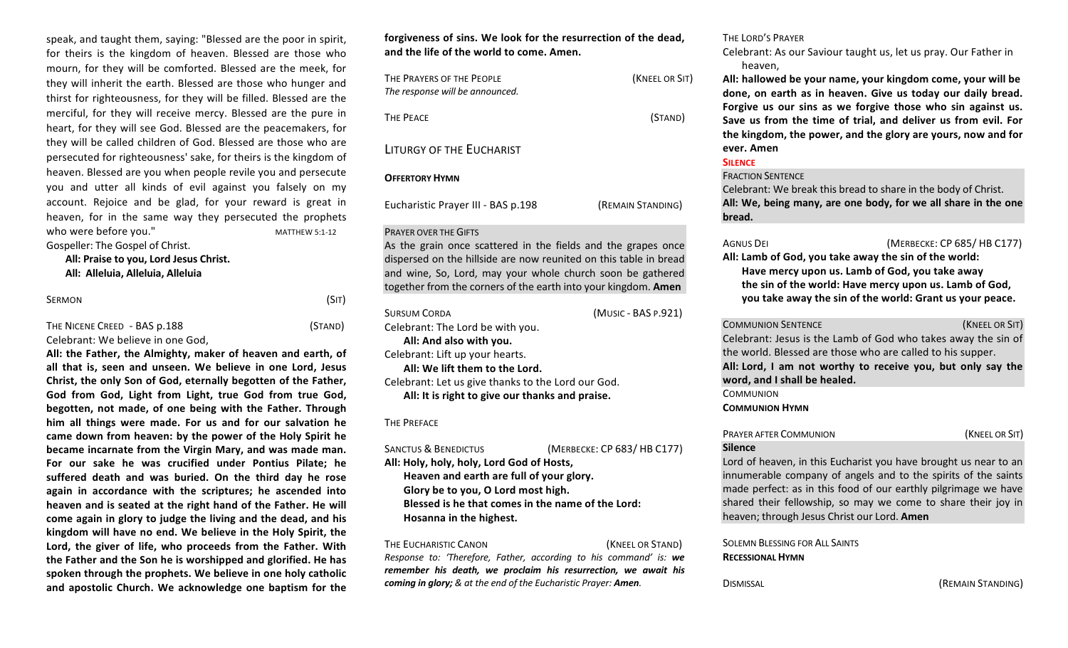speak, and taught them, saying: "Blessed are the poor in spirit, for theirs is the kingdom of heaven. Blessed are those who mourn, for they will be comforted. Blessed are the meek, for they will inherit the earth. Blessed are those who hunger and thirst for righteousness, for they will be filled. Blessed are the merciful, for they will receive mercy. Blessed are the pure in heart, for they will see God. Blessed are the peacemakers, for they will be called children of God. Blessed are those who are persecuted for righteousness' sake, for theirs is the kingdom of heaven. Blessed are you when people revile you and persecute you and utter all kinds of evil against you falsely on my account. Rejoice and be glad, for your reward is great in heaven, for in the same way they persecuted the prophets who were before you." MATTHEW 5:1-12

Gospeller: The Gospel of Christ.

**All: Praise to you, Lord Jesus Christ.**

**All: Alleluia, Alleluia, Alleluia**

SERMON (SIT)

THE NICENE CREED - BAS p.188 (STAND)

Celebrant: We believe in one God,

**All: the Father, the Almighty, maker of heaven and earth, of all that is, seen and unseen. We believe in one Lord, Jesus Christ, the only Son of God, eternally begotten of the Father, God from God, Light from Light, true God from true God, begotten, not made, of one being with the Father. Through him all things were made. For us and for our salvation he came down from heaven: by the power of the Holy Spirit he became incarnate from the Virgin Mary, and was made man. For our sake he was crucified under Pontius Pilate; he suffered death and was buried. On the third day he rose again in accordance with the scriptures; he ascended into heaven and is seated at the right hand of the Father. He will come again in glory to judge the living and the dead, and his kingdom will have no end. We believe in the Holy Spirit, the Lord, the giver of life, who proceeds from the Father. With the Father and the Son he is worshipped and glorified. He has spoken through the prophets. We believe in one holy catholic and apostolic Church. We acknowledge one baptism for the forgiveness of sins. We look for the resurrection of the dead, and the life of the world to come. Amen.**

THE PRAYERS OF THE PEOPLE (KNEEL OR SIT)

*The response will be announced.*

THE PEACE (STAND)

## LITURGY OF THE EUCHARIST

**OFFERTORY HYMN**

Eucharistic Prayer III - BAS p.198 (REMAIN STANDING)

PRAYER OVER THE GIFTS

As the grain once scattered in the fields and the grapes once dispersed on the hillside are now reunited on this table in bread and wine, So, Lord, may your whole church soon be gathered together from the corners of the earth into your kingdom. **Amen**

SURSUM CORDA (MUSIC - BAS P.921)

Celebrant: The Lord be with you.

**All: And also with you.**

Celebrant: Lift up your hearts.

**All: We lift them to the Lord.**

Celebrant: Let us give thanks to the Lord our God.

**All: It is right to give our thanks and praise.**

THE PREFACE

SANCTUS & BENEDICTUS (MERBECKE: CP 683/ HB C177)

**All: Holy, holy, holy, Lord God of Hosts,**
**Heaven and earth are full of your glory.**
**Glory be to you, O Lord most high.**
**Blessed is he that comes in the name of the Lord:**
**Hosanna in the highest.**

THE EUCHARISTIC CANON (KNEEL OR STAND)

*Response to: 'Therefore, Father, according to his command' is:* ***we remember his death, we proclaim his resurrection, we await his coming in glory;*** *& at the end of the Eucharistic Prayer:* ***Amen****.*

THE LORD'S PRAYER

Celebrant: As our Saviour taught us, let us pray. Our Father in heaven,

**All: hallowed be your name, your kingdom come, your will be done, on earth as in heaven. Give us today our daily bread. Forgive us our sins as we forgive those who sin against us. Save us from the time of trial, and deliver us from evil. For the kingdom, the power, and the glory are yours, now and for ever. Amen**

**SILENCE**

FRACTION SENTENCE

Celebrant: We break this bread to share in the body of Christ.

**All: We, being many, are one body, for we all share in the one bread.**

AGNUS DEI (MERBECKE: CP 685/ HB C177)

**All: Lamb of God, you take away the sin of the world:**
**Have mercy upon us. Lamb of God, you take away the sin of the world: Have mercy upon us. Lamb of God, you take away the sin of the world: Grant us your peace.**

COMMUNION SENTENCE (KNEEL OR SIT)

Celebrant: Jesus is the Lamb of God who takes away the sin of the world. Blessed are those who are called to his supper.

**All: Lord, I am not worthy to receive you, but only say the word, and I shall be healed.**

COMMUNION

**COMMUNION HYMN**

PRAYER AFTER COMMUNION (KNEEL OR SIT)

**Silence**

Lord of heaven, in this Eucharist you have brought us near to an innumerable company of angels and to the spirits of the saints made perfect: as in this food of our earthly pilgrimage we have shared their fellowship, so may we come to share their joy in heaven; through Jesus Christ our Lord. **Amen**

SOLEMN BLESSING FOR ALL SAINTS

**RECESSIONAL HYMN**

DISMISSAL (REMAIN STANDING)